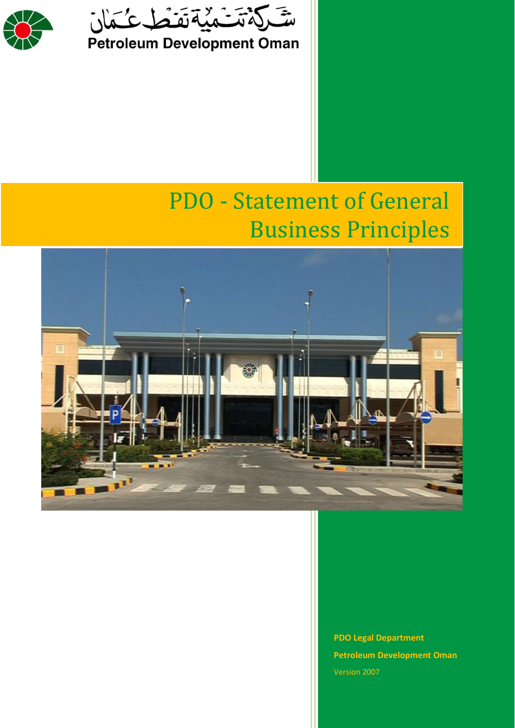شركة تنمية نفط عمان

Petroleum Development Oman

# PDO - Statement of General Business Principles

**PDO Legal Department**

**Petroleum Development Oman**

Version 2007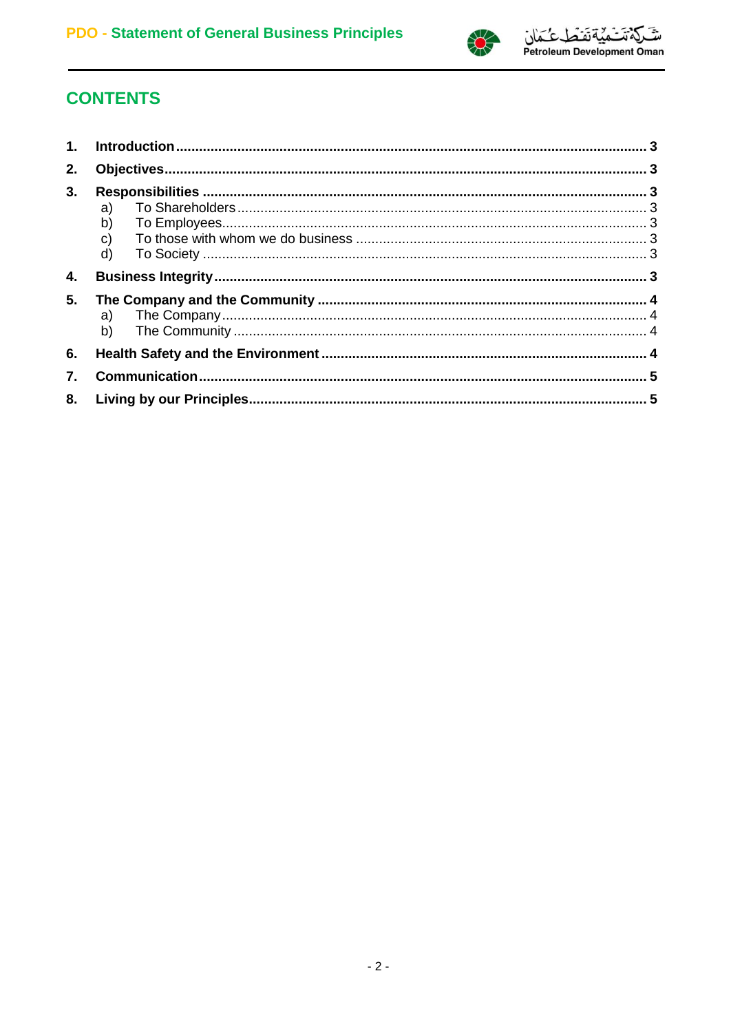## CONTENTS

1. **Introduction** ... 3
2. **Objectives** ... 3
3. **Responsibilities** ... 3
   - a) To Shareholders ... 3
   - b) To Employees ... 3
   - c) To those with whom we do business ... 3
   - d) To Society ... 3
4. **Business Integrity** ... 3
5. **The Company and the Community** ... 4
   - a) The Company ... 4
   - b) The Community ... 4
6. **Health Safety and the Environment** ... 4
7. **Communication** ... 5
8. **Living by our Principles** ... 5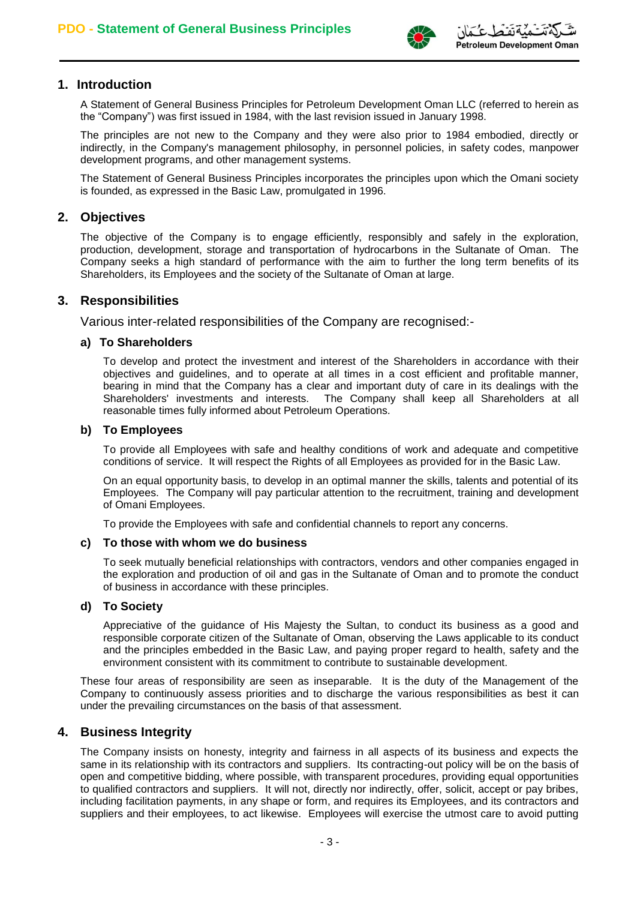## 1. Introduction

A Statement of General Business Principles for Petroleum Development Oman LLC (referred to herein as the "Company") was first issued in 1984, with the last revision issued in January 1998.

The principles are not new to the Company and they were also prior to 1984 embodied, directly or indirectly, in the Company's management philosophy, in personnel policies, in safety codes, manpower development programs, and other management systems.

The Statement of General Business Principles incorporates the principles upon which the Omani society is founded, as expressed in the Basic Law, promulgated in 1996.

## 2. Objectives

The objective of the Company is to engage efficiently, responsibly and safely in the exploration, production, development, storage and transportation of hydrocarbons in the Sultanate of Oman. The Company seeks a high standard of performance with the aim to further the long term benefits of its Shareholders, its Employees and the society of the Sultanate of Oman at large.

## 3. Responsibilities

Various inter-related responsibilities of the Company are recognised:-

### a) To Shareholders

To develop and protect the investment and interest of the Shareholders in accordance with their objectives and guidelines, and to operate at all times in a cost efficient and profitable manner, bearing in mind that the Company has a clear and important duty of care in its dealings with the Shareholders' investments and interests. The Company shall keep all Shareholders at all reasonable times fully informed about Petroleum Operations.

### b) To Employees

To provide all Employees with safe and healthy conditions of work and adequate and competitive conditions of service. It will respect the Rights of all Employees as provided for in the Basic Law.

On an equal opportunity basis, to develop in an optimal manner the skills, talents and potential of its Employees. The Company will pay particular attention to the recruitment, training and development of Omani Employees.

To provide the Employees with safe and confidential channels to report any concerns.

### c) To those with whom we do business

To seek mutually beneficial relationships with contractors, vendors and other companies engaged in the exploration and production of oil and gas in the Sultanate of Oman and to promote the conduct of business in accordance with these principles.

### d) To Society

Appreciative of the guidance of His Majesty the Sultan, to conduct its business as a good and responsible corporate citizen of the Sultanate of Oman, observing the Laws applicable to its conduct and the principles embedded in the Basic Law, and paying proper regard to health, safety and the environment consistent with its commitment to contribute to sustainable development.

These four areas of responsibility are seen as inseparable. It is the duty of the Management of the Company to continuously assess priorities and to discharge the various responsibilities as best it can under the prevailing circumstances on the basis of that assessment.

## 4. Business Integrity

The Company insists on honesty, integrity and fairness in all aspects of its business and expects the same in its relationship with its contractors and suppliers. Its contracting-out policy will be on the basis of open and competitive bidding, where possible, with transparent procedures, providing equal opportunities to qualified contractors and suppliers. It will not, directly nor indirectly, offer, solicit, accept or pay bribes, including facilitation payments, in any shape or form, and requires its Employees, and its contractors and suppliers and their employees, to act likewise. Employees will exercise the utmost care to avoid putting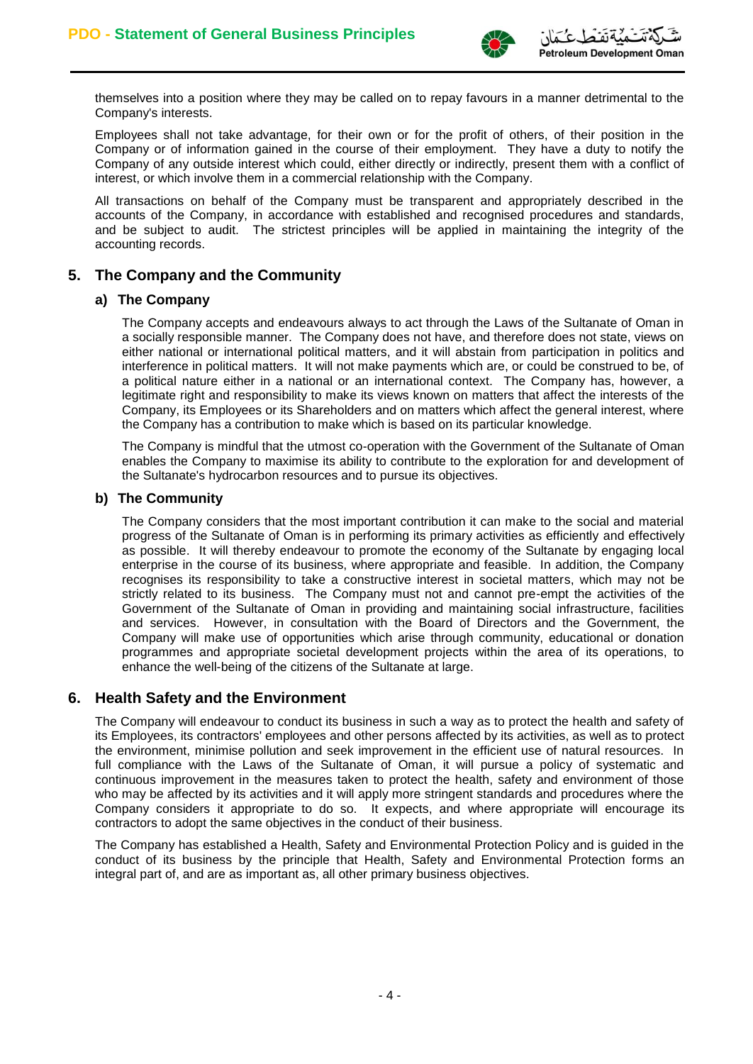themselves into a position where they may be called on to repay favours in a manner detrimental to the Company's interests.

Employees shall not take advantage, for their own or for the profit of others, of their position in the Company or of information gained in the course of their employment. They have a duty to notify the Company of any outside interest which could, either directly or indirectly, present them with a conflict of interest, or which involve them in a commercial relationship with the Company.

All transactions on behalf of the Company must be transparent and appropriately described in the accounts of the Company, in accordance with established and recognised procedures and standards, and be subject to audit. The strictest principles will be applied in maintaining the integrity of the accounting records.

## 5. The Company and the Community

### a) The Company

The Company accepts and endeavours always to act through the Laws of the Sultanate of Oman in a socially responsible manner. The Company does not have, and therefore does not state, views on either national or international political matters, and it will abstain from participation in politics and interference in political matters. It will not make payments which are, or could be construed to be, of a political nature either in a national or an international context. The Company has, however, a legitimate right and responsibility to make its views known on matters that affect the interests of the Company, its Employees or its Shareholders and on matters which affect the general interest, where the Company has a contribution to make which is based on its particular knowledge.

The Company is mindful that the utmost co-operation with the Government of the Sultanate of Oman enables the Company to maximise its ability to contribute to the exploration for and development of the Sultanate's hydrocarbon resources and to pursue its objectives.

### b) The Community

The Company considers that the most important contribution it can make to the social and material progress of the Sultanate of Oman is in performing its primary activities as efficiently and effectively as possible. It will thereby endeavour to promote the economy of the Sultanate by engaging local enterprise in the course of its business, where appropriate and feasible. In addition, the Company recognises its responsibility to take a constructive interest in societal matters, which may not be strictly related to its business. The Company must not and cannot pre-empt the activities of the Government of the Sultanate of Oman in providing and maintaining social infrastructure, facilities and services. However, in consultation with the Board of Directors and the Government, the Company will make use of opportunities which arise through community, educational or donation programmes and appropriate societal development projects within the area of its operations, to enhance the well-being of the citizens of the Sultanate at large.

## 6. Health Safety and the Environment

The Company will endeavour to conduct its business in such a way as to protect the health and safety of its Employees, its contractors' employees and other persons affected by its activities, as well as to protect the environment, minimise pollution and seek improvement in the efficient use of natural resources. In full compliance with the Laws of the Sultanate of Oman, it will pursue a policy of systematic and continuous improvement in the measures taken to protect the health, safety and environment of those who may be affected by its activities and it will apply more stringent standards and procedures where the Company considers it appropriate to do so. It expects, and where appropriate will encourage its contractors to adopt the same objectives in the conduct of their business.

The Company has established a Health, Safety and Environmental Protection Policy and is guided in the conduct of its business by the principle that Health, Safety and Environmental Protection forms an integral part of, and are as important as, all other primary business objectives.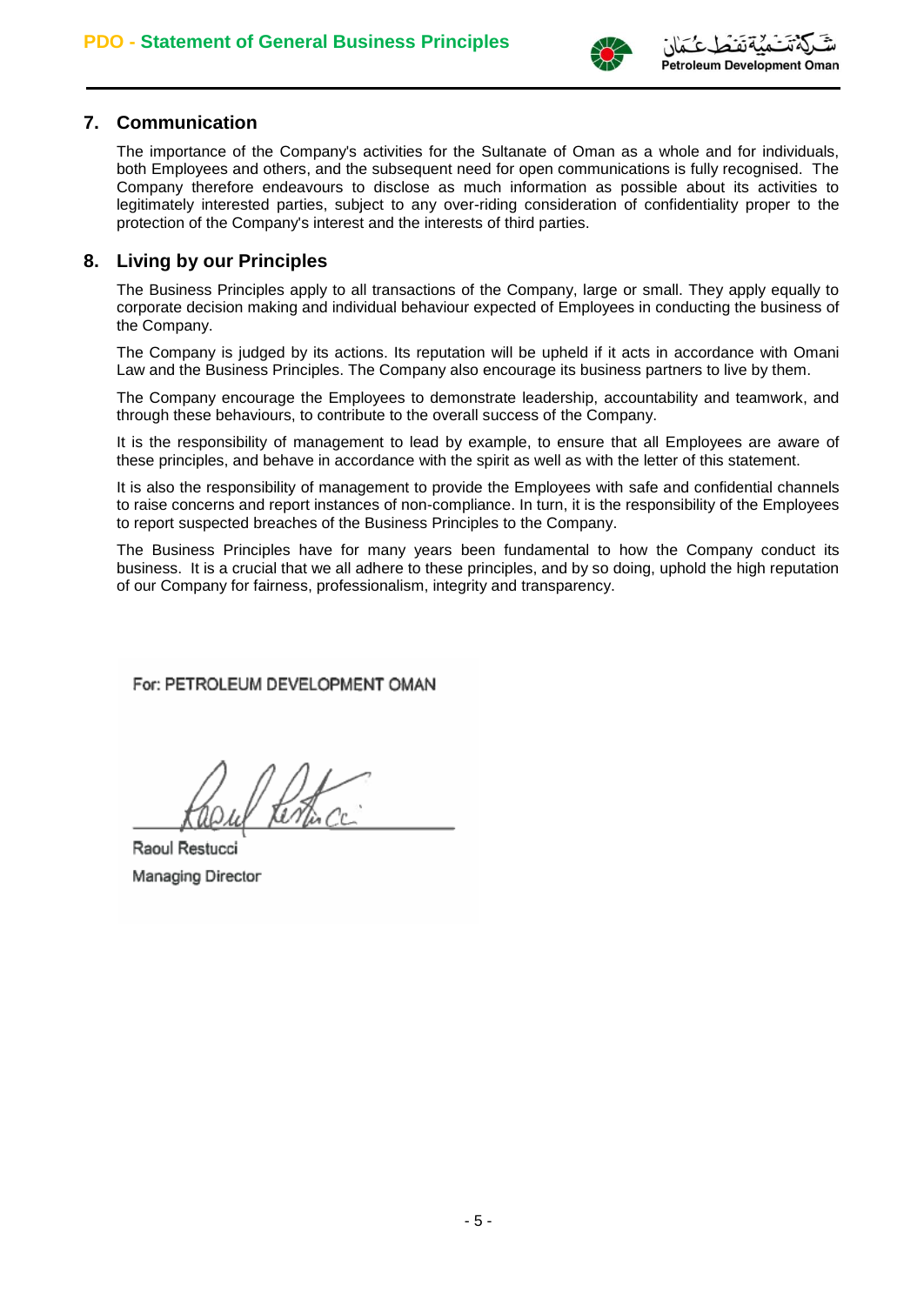## 7. Communication

The importance of the Company's activities for the Sultanate of Oman as a whole and for individuals, both Employees and others, and the subsequent need for open communications is fully recognised. The Company therefore endeavours to disclose as much information as possible about its activities to legitimately interested parties, subject to any over-riding consideration of confidentiality proper to the protection of the Company's interest and the interests of third parties.

## 8. Living by our Principles

The Business Principles apply to all transactions of the Company, large or small. They apply equally to corporate decision making and individual behaviour expected of Employees in conducting the business of the Company.

The Company is judged by its actions. Its reputation will be upheld if it acts in accordance with Omani Law and the Business Principles. The Company also encourage its business partners to live by them.

The Company encourage the Employees to demonstrate leadership, accountability and teamwork, and through these behaviours, to contribute to the overall success of the Company.

It is the responsibility of management to lead by example, to ensure that all Employees are aware of these principles, and behave in accordance with the spirit as well as with the letter of this statement.

It is also the responsibility of management to provide the Employees with safe and confidential channels to raise concerns and report instances of non-compliance. In turn, it is the responsibility of the Employees to report suspected breaches of the Business Principles to the Company.

The Business Principles have for many years been fundamental to how the Company conduct its business. It is a crucial that we all adhere to these principles, and by so doing, uphold the high reputation of our Company for fairness, professionalism, integrity and transparency.

For: PETROLEUM DEVELOPMENT OMAN

Raoul Restucci
Managing Director